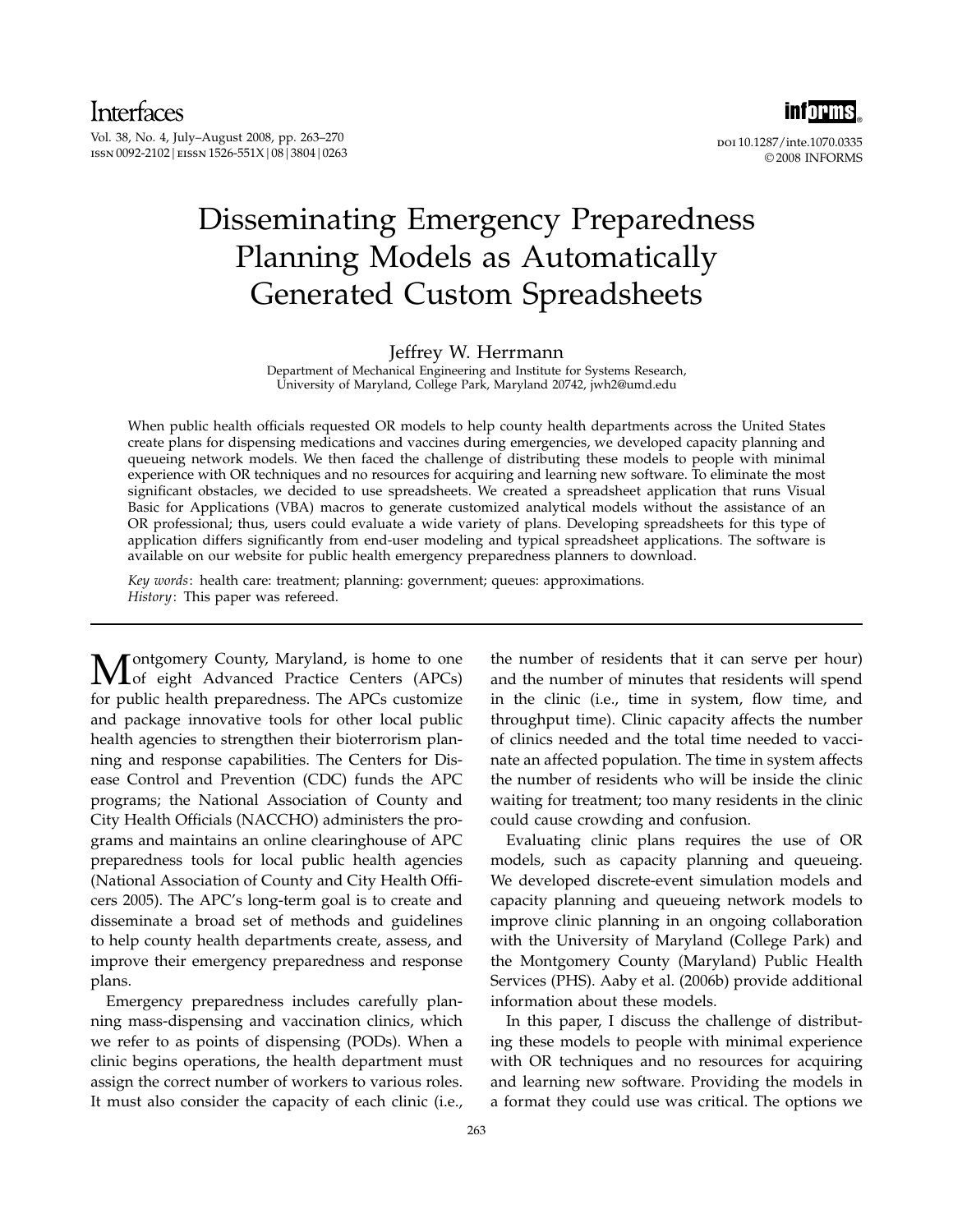# Disseminating Emergency Preparedness Planning Models as Automatically Generated Custom Spreadsheets

Jeffrey W. Herrmann

Department of Mechanical Engineering and Institute for Systems Research, University of Maryland, College Park, Maryland 20742, jwh2@umd.edu

When public health officials requested OR models to help county health departments across the United States create plans for dispensing medications and vaccines during emergencies, we developed capacity planning and queueing network models. We then faced the challenge of distributing these models to people with minimal experience with OR techniques and no resources for acquiring and learning new software. To eliminate the most significant obstacles, we decided to use spreadsheets. We created a spreadsheet application that runs Visual Basic for Applications (VBA) macros to generate customized analytical models without the assistance of an OR professional; thus, users could evaluate a wide variety of plans. Developing spreadsheets for this type of application differs significantly from end-user modeling and typical spreadsheet applications. The software is available on our website for public health emergency preparedness planners to download.

*Key words*: health care: treatment; planning: government; queues: approximations.
*History*: This paper was refereed.

---

Montgomery County, Maryland, is home to one of eight Advanced Practice Centers (APCs) for public health preparedness. The APCs customize and package innovative tools for other local public health agencies to strengthen their bioterrorism planning and response capabilities. The Centers for Disease Control and Prevention (CDC) funds the APC programs; the National Association of County and City Health Officials (NACCHO) administers the programs and maintains an online clearinghouse of APC preparedness tools for local public health agencies (National Association of County and City Health Officers 2005). The APC's long-term goal is to create and disseminate a broad set of methods and guidelines to help county health departments create, assess, and improve their emergency preparedness and response plans.

Emergency preparedness includes carefully planning mass-dispensing and vaccination clinics, which we refer to as points of dispensing (PODs). When a clinic begins operations, the health department must assign the correct number of workers to various roles. It must also consider the capacity of each clinic (i.e., the number of residents that it can serve per hour) and the number of minutes that residents will spend in the clinic (i.e., time in system, flow time, and throughput time). Clinic capacity affects the number of clinics needed and the total time needed to vaccinate an affected population. The time in system affects the number of residents who will be inside the clinic waiting for treatment; too many residents in the clinic could cause crowding and confusion.

Evaluating clinic plans requires the use of OR models, such as capacity planning and queueing. We developed discrete-event simulation models and capacity planning and queueing network models to improve clinic planning in an ongoing collaboration with the University of Maryland (College Park) and the Montgomery County (Maryland) Public Health Services (PHS). Aaby et al. (2006b) provide additional information about these models.

In this paper, I discuss the challenge of distributing these models to people with minimal experience with OR techniques and no resources for acquiring and learning new software. Providing the models in a format they could use was critical. The options we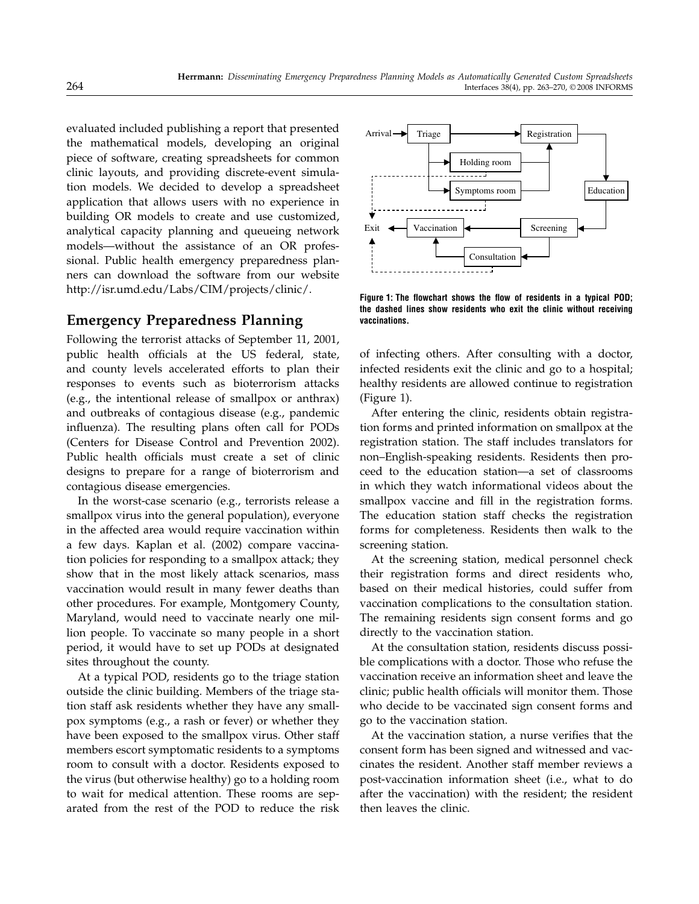evaluated included publishing a report that presented the mathematical models, developing an original piece of software, creating spreadsheets for common clinic layouts, and providing discrete-event simulation models. We decided to develop a spreadsheet application that allows users with no experience in building OR models to create and use customized, analytical capacity planning and queueing network models—without the assistance of an OR professional. Public health emergency preparedness planners can download the software from our website http://isr.umd.edu/Labs/CIM/projects/clinic/.

## Emergency Preparedness Planning

Following the terrorist attacks of September 11, 2001, public health officials at the US federal, state, and county levels accelerated efforts to plan their responses to events such as bioterrorism attacks (e.g., the intentional release of smallpox or anthrax) and outbreaks of contagious disease (e.g., pandemic influenza). The resulting plans often call for PODs (Centers for Disease Control and Prevention 2002). Public health officials must create a set of clinic designs to prepare for a range of bioterrorism and contagious disease emergencies.

In the worst-case scenario (e.g., terrorists release a smallpox virus into the general population), everyone in the affected area would require vaccination within a few days. Kaplan et al. (2002) compare vaccination policies for responding to a smallpox attack; they show that in the most likely attack scenarios, mass vaccination would result in many fewer deaths than other procedures. For example, Montgomery County, Maryland, would need to vaccinate nearly one million people. To vaccinate so many people in a short period, it would have to set up PODs at designated sites throughout the county.

At a typical POD, residents go to the triage station outside the clinic building. Members of the triage station staff ask residents whether they have any smallpox symptoms (e.g., a rash or fever) or whether they have been exposed to the smallpox virus. Other staff members escort symptomatic residents to a symptoms room to consult with a doctor. Residents exposed to the virus (but otherwise healthy) go to a holding room to wait for medical attention. These rooms are separated from the rest of the POD to reduce the risk of infecting others. After consulting with a doctor, infected residents exit the clinic and go to a hospital; healthy residents are allowed continue to registration (Figure 1).

Arrival
Triage
Registration
Holding room
Symptoms room
Education
Exit
Vaccination
Screening
Consultation

**Figure 1: The flowchart shows the flow of residents in a typical POD; the dashed lines show residents who exit the clinic without receiving vaccinations.**

After entering the clinic, residents obtain registration forms and printed information on smallpox at the registration station. The staff includes translators for non–English-speaking residents. Residents then proceed to the education station—a set of classrooms in which they watch informational videos about the smallpox vaccine and fill in the registration forms. The education station staff checks the registration forms for completeness. Residents then walk to the screening station.

At the screening station, medical personnel check their registration forms and direct residents who, based on their medical histories, could suffer from vaccination complications to the consultation station. The remaining residents sign consent forms and go directly to the vaccination station.

At the consultation station, residents discuss possible complications with a doctor. Those who refuse the vaccination receive an information sheet and leave the clinic; public health officials will monitor them. Those who decide to be vaccinated sign consent forms and go to the vaccination station.

At the vaccination station, a nurse verifies that the consent form has been signed and witnessed and vaccinates the resident. Another staff member reviews a post-vaccination information sheet (i.e., what to do after the vaccination) with the resident; the resident then leaves the clinic.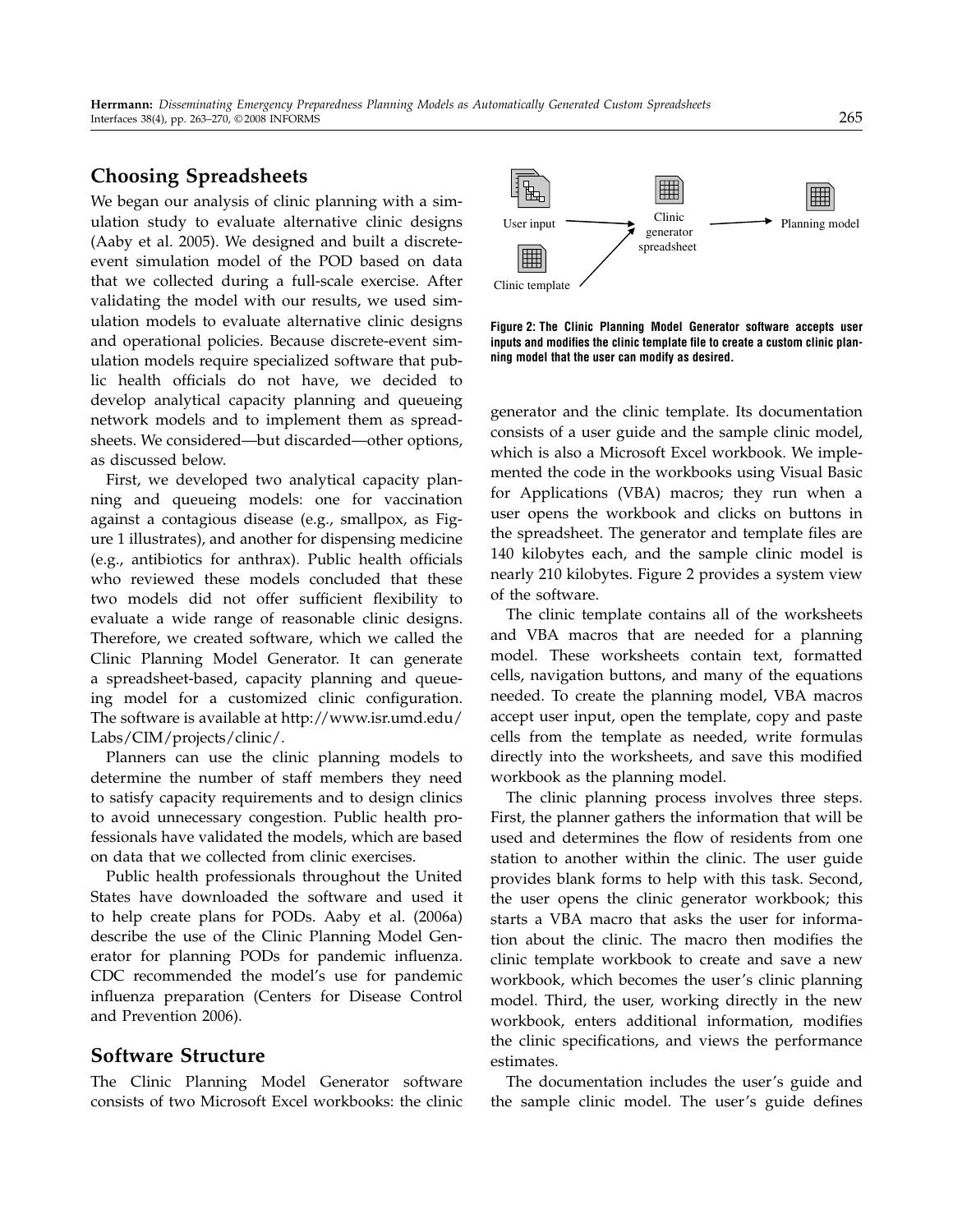## Choosing Spreadsheets

We began our analysis of clinic planning with a simulation study to evaluate alternative clinic designs (Aaby et al. 2005). We designed and built a discrete-event simulation model of the POD based on data that we collected during a full-scale exercise. After validating the model with our results, we used simulation models to evaluate alternative clinic designs and operational policies. Because discrete-event simulation models require specialized software that public health officials do not have, we decided to develop analytical capacity planning and queueing network models and to implement them as spreadsheets. We considered—but discarded—other options, as discussed below.

First, we developed two analytical capacity planning and queueing models: one for vaccination against a contagious disease (e.g., smallpox, as Figure 1 illustrates), and another for dispensing medicine (e.g., antibiotics for anthrax). Public health officials who reviewed these models concluded that these two models did not offer sufficient flexibility to evaluate a wide range of reasonable clinic designs. Therefore, we created software, which we called the Clinic Planning Model Generator. It can generate a spreadsheet-based, capacity planning and queueing model for a customized clinic configuration. The software is available at http://www.isr.umd.edu/Labs/CIM/projects/clinic/.

Planners can use the clinic planning models to determine the number of staff members they need to satisfy capacity requirements and to design clinics to avoid unnecessary congestion. Public health professionals have validated the models, which are based on data that we collected from clinic exercises.

Public health professionals throughout the United States have downloaded the software and used it to help create plans for PODs. Aaby et al. (2006a) describe the use of the Clinic Planning Model Generator for planning PODs for pandemic influenza. CDC recommended the model's use for pandemic influenza preparation (Centers for Disease Control and Prevention 2006).

## Software Structure

The Clinic Planning Model Generator software consists of two Microsoft Excel workbooks: the clinic generator and the clinic template. Its documentation consists of a user guide and the sample clinic model, which is also a Microsoft Excel workbook. We implemented the code in the workbooks using Visual Basic for Applications (VBA) macros; they run when a user opens the workbook and clicks on buttons in the spreadsheet. The generator and template files are 140 kilobytes each, and the sample clinic model is nearly 210 kilobytes. Figure 2 provides a system view of the software.

User input
Clinic template
Clinic generator spreadsheet
Planning model

**Figure 2: The Clinic Planning Model Generator software accepts user inputs and modifies the clinic template file to create a custom clinic planning model that the user can modify as desired.**

The clinic template contains all of the worksheets and VBA macros that are needed for a planning model. These worksheets contain text, formatted cells, navigation buttons, and many of the equations needed. To create the planning model, VBA macros accept user input, open the template, copy and paste cells from the template as needed, write formulas directly into the worksheets, and save this modified workbook as the planning model.

The clinic planning process involves three steps. First, the planner gathers the information that will be used and determines the flow of residents from one station to another within the clinic. The user guide provides blank forms to help with this task. Second, the user opens the clinic generator workbook; this starts a VBA macro that asks the user for information about the clinic. The macro then modifies the clinic template workbook to create and save a new workbook, which becomes the user's clinic planning model. Third, the user, working directly in the new workbook, enters additional information, modifies the clinic specifications, and views the performance estimates.

The documentation includes the user's guide and the sample clinic model. The user's guide defines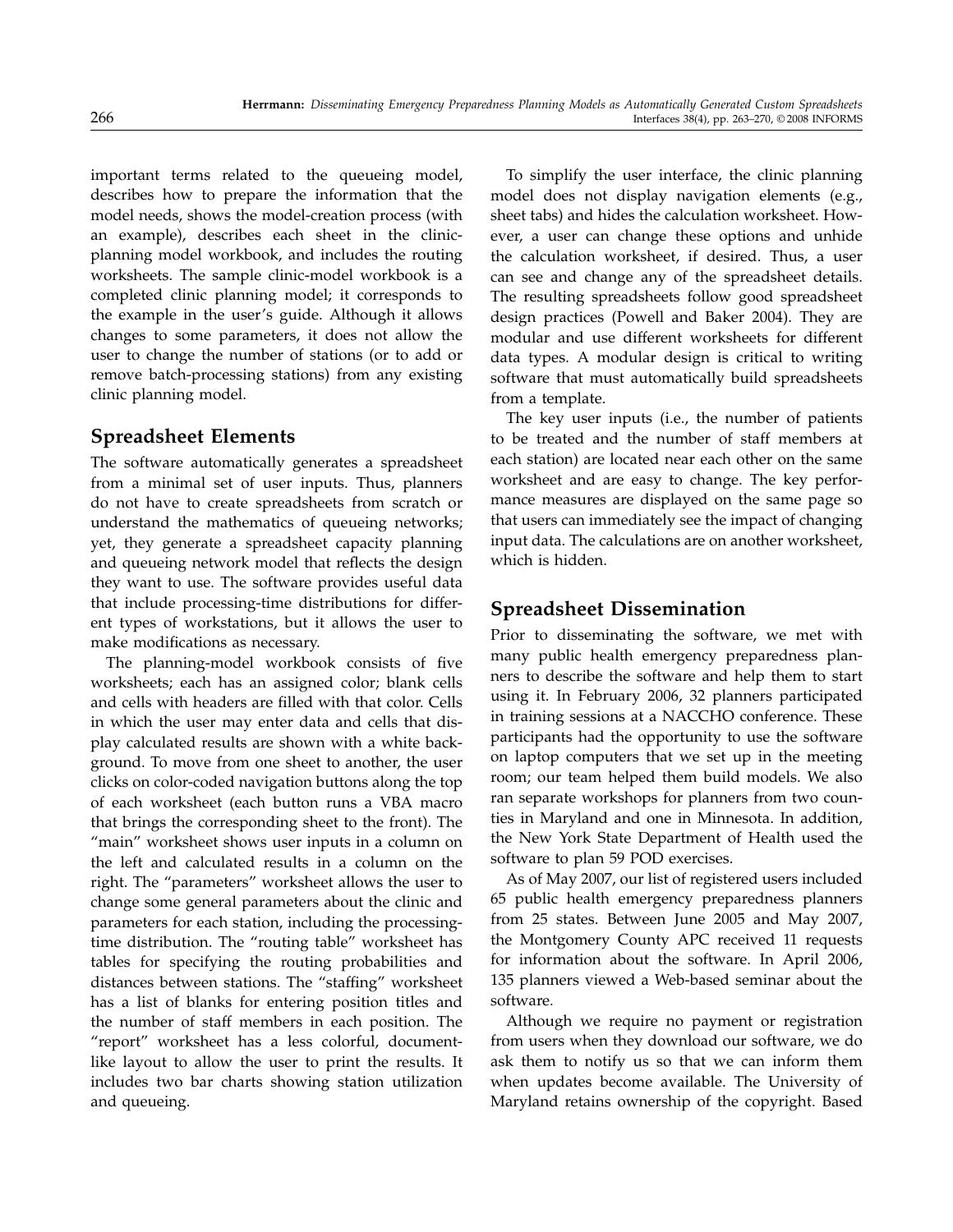important terms related to the queueing model, describes how to prepare the information that the model needs, shows the model-creation process (with an example), describes each sheet in the clinic-planning model workbook, and includes the routing worksheets. The sample clinic-model workbook is a completed clinic planning model; it corresponds to the example in the user's guide. Although it allows changes to some parameters, it does not allow the user to change the number of stations (or to add or remove batch-processing stations) from any existing clinic planning model.

## Spreadsheet Elements

The software automatically generates a spreadsheet from a minimal set of user inputs. Thus, planners do not have to create spreadsheets from scratch or understand the mathematics of queueing networks; yet, they generate a spreadsheet capacity planning and queueing network model that reflects the design they want to use. The software provides useful data that include processing-time distributions for different types of workstations, but it allows the user to make modifications as necessary.

The planning-model workbook consists of five worksheets; each has an assigned color; blank cells and cells with headers are filled with that color. Cells in which the user may enter data and cells that display calculated results are shown with a white background. To move from one sheet to another, the user clicks on color-coded navigation buttons along the top of each worksheet (each button runs a VBA macro that brings the corresponding sheet to the front). The "main" worksheet shows user inputs in a column on the left and calculated results in a column on the right. The "parameters" worksheet allows the user to change some general parameters about the clinic and parameters for each station, including the processing-time distribution. The "routing table" worksheet has tables for specifying the routing probabilities and distances between stations. The "staffing" worksheet has a list of blanks for entering position titles and the number of staff members in each position. The "report" worksheet has a less colorful, document-like layout to allow the user to print the results. It includes two bar charts showing station utilization and queueing.

To simplify the user interface, the clinic planning model does not display navigation elements (e.g., sheet tabs) and hides the calculation worksheet. However, a user can change these options and unhide the calculation worksheet, if desired. Thus, a user can see and change any of the spreadsheet details. The resulting spreadsheets follow good spreadsheet design practices (Powell and Baker 2004). They are modular and use different worksheets for different data types. A modular design is critical to writing software that must automatically build spreadsheets from a template.

The key user inputs (i.e., the number of patients to be treated and the number of staff members at each station) are located near each other on the same worksheet and are easy to change. The key performance measures are displayed on the same page so that users can immediately see the impact of changing input data. The calculations are on another worksheet, which is hidden.

## Spreadsheet Dissemination

Prior to disseminating the software, we met with many public health emergency preparedness planners to describe the software and help them to start using it. In February 2006, 32 planners participated in training sessions at a NACCHO conference. These participants had the opportunity to use the software on laptop computers that we set up in the meeting room; our team helped them build models. We also ran separate workshops for planners from two counties in Maryland and one in Minnesota. In addition, the New York State Department of Health used the software to plan 59 POD exercises.

As of May 2007, our list of registered users included 65 public health emergency preparedness planners from 25 states. Between June 2005 and May 2007, the Montgomery County APC received 11 requests for information about the software. In April 2006, 135 planners viewed a Web-based seminar about the software.

Although we require no payment or registration from users when they download our software, we do ask them to notify us so that we can inform them when updates become available. The University of Maryland retains ownership of the copyright. Based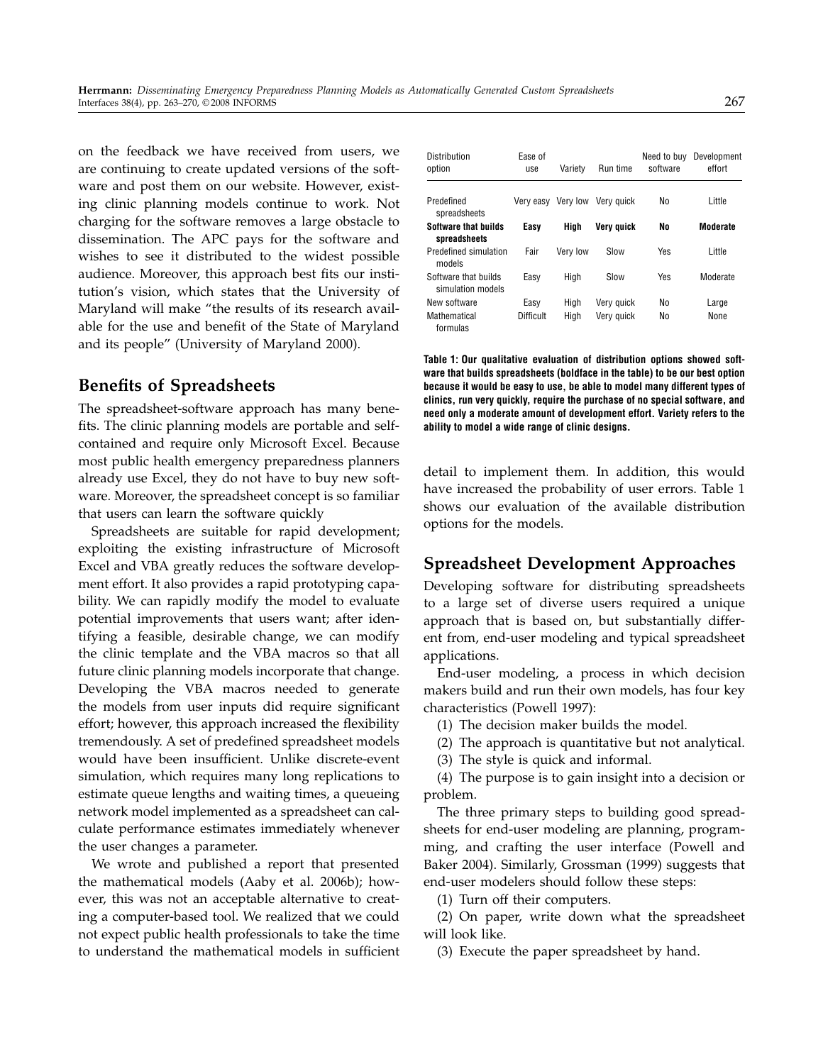on the feedback we have received from users, we are continuing to create updated versions of the software and post them on our website. However, existing clinic planning models continue to work. Not charging for the software removes a large obstacle to dissemination. The APC pays for the software and wishes to see it distributed to the widest possible audience. Moreover, this approach best fits our institution's vision, which states that the University of Maryland will make "the results of its research available for the use and benefit of the State of Maryland and its people" (University of Maryland 2000).

## Benefits of Spreadsheets

The spreadsheet-software approach has many benefits. The clinic planning models are portable and self-contained and require only Microsoft Excel. Because most public health emergency preparedness planners already use Excel, they do not have to buy new software. Moreover, the spreadsheet concept is so familiar that users can learn the software quickly

Spreadsheets are suitable for rapid development; exploiting the existing infrastructure of Microsoft Excel and VBA greatly reduces the software development effort. It also provides a rapid prototyping capability. We can rapidly modify the model to evaluate potential improvements that users want; after identifying a feasible, desirable change, we can modify the clinic template and the VBA macros so that all future clinic planning models incorporate that change. Developing the VBA macros needed to generate the models from user inputs did require significant effort; however, this approach increased the flexibility tremendously. A set of predefined spreadsheet models would have been insufficient. Unlike discrete-event simulation, which requires many long replications to estimate queue lengths and waiting times, a queueing network model implemented as a spreadsheet can calculate performance estimates immediately whenever the user changes a parameter.

We wrote and published a report that presented the mathematical models (Aaby et al. 2006b); however, this was not an acceptable alternative to creating a computer-based tool. We realized that we could not expect public health professionals to take the time to understand the mathematical models in sufficient detail to implement them. In addition, this would have increased the probability of user errors. Table 1 shows our evaluation of the available distribution options for the models.

| Distribution option | Ease of use | Variety | Run time | Need to buy software | Development effort |
|---|---|---|---|---|---|
| Predefined spreadsheets | Very easy | Very low | Very quick | No | Little |
| **Software that builds spreadsheets** | **Easy** | **High** | **Very quick** | **No** | **Moderate** |
| Predefined simulation models | Fair | Very low | Slow | Yes | Little |
| Software that builds simulation models | Easy | High | Slow | Yes | Moderate |
| New software | Easy | High | Very quick | No | Large |
| Mathematical formulas | Difficult | High | Very quick | No | None |

**Table 1: Our qualitative evaluation of distribution options showed software that builds spreadsheets (boldface in the table) to be our best option because it would be easy to use, be able to model many different types of clinics, run very quickly, require the purchase of no special software, and need only a moderate amount of development effort. Variety refers to the ability to model a wide range of clinic designs.**

## Spreadsheet Development Approaches

Developing software for distributing spreadsheets to a large set of diverse users required a unique approach that is based on, but substantially different from, end-user modeling and typical spreadsheet applications.

End-user modeling, a process in which decision makers build and run their own models, has four key characteristics (Powell 1997):

(1) The decision maker builds the model.

(2) The approach is quantitative but not analytical.

(3) The style is quick and informal.

(4) The purpose is to gain insight into a decision or problem.

The three primary steps to building good spreadsheets for end-user modeling are planning, programming, and crafting the user interface (Powell and Baker 2004). Similarly, Grossman (1999) suggests that end-user modelers should follow these steps:

(1) Turn off their computers.

(2) On paper, write down what the spreadsheet will look like.

(3) Execute the paper spreadsheet by hand.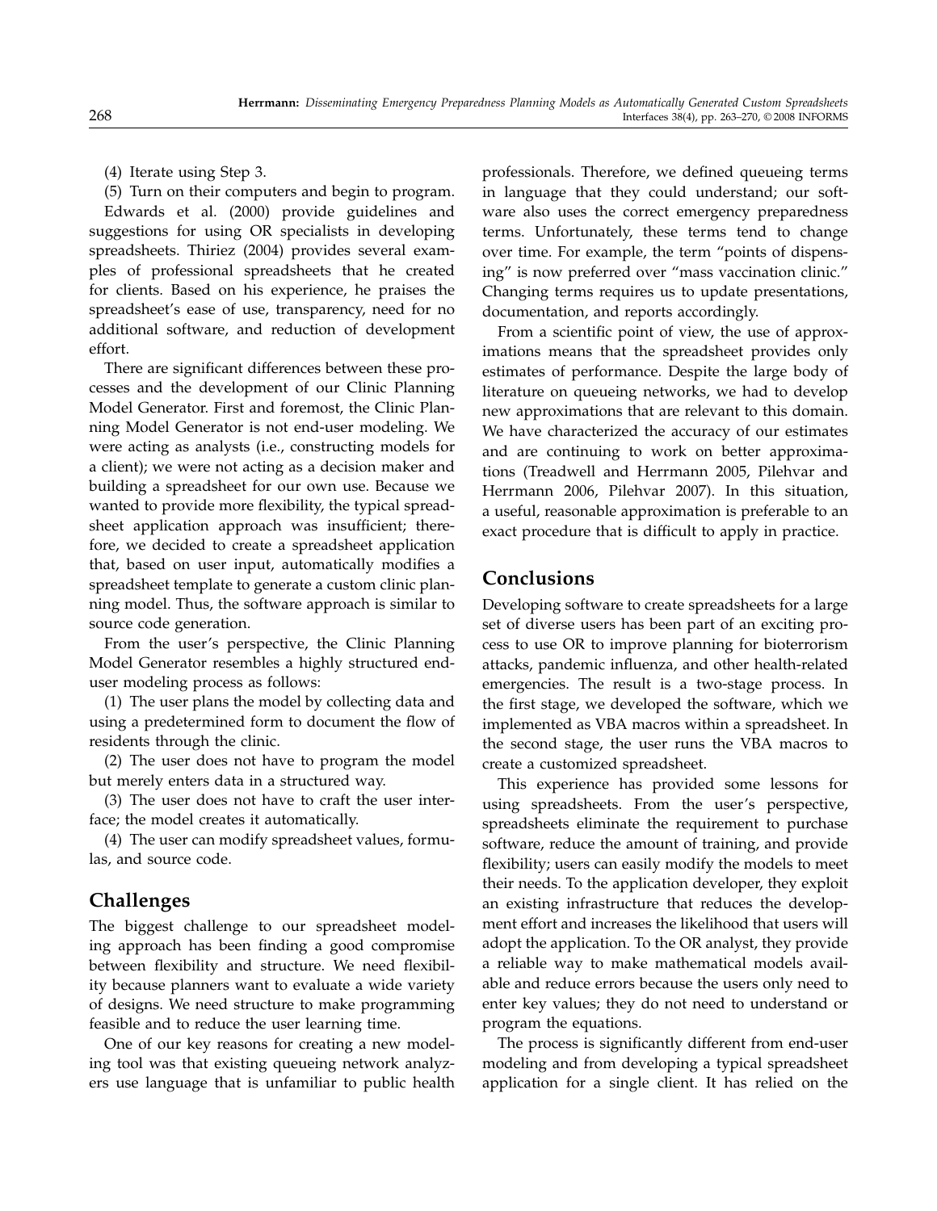(4) Iterate using Step 3.

(5) Turn on their computers and begin to program.

Edwards et al. (2000) provide guidelines and suggestions for using OR specialists in developing spreadsheets. Thiriez (2004) provides several examples of professional spreadsheets that he created for clients. Based on his experience, he praises the spreadsheet's ease of use, transparency, need for no additional software, and reduction of development effort.

There are significant differences between these processes and the development of our Clinic Planning Model Generator. First and foremost, the Clinic Planning Model Generator is not end-user modeling. We were acting as analysts (i.e., constructing models for a client); we were not acting as a decision maker and building a spreadsheet for our own use. Because we wanted to provide more flexibility, the typical spreadsheet application approach was insufficient; therefore, we decided to create a spreadsheet application that, based on user input, automatically modifies a spreadsheet template to generate a custom clinic planning model. Thus, the software approach is similar to source code generation.

From the user's perspective, the Clinic Planning Model Generator resembles a highly structured end-user modeling process as follows:

(1) The user plans the model by collecting data and using a predetermined form to document the flow of residents through the clinic.

(2) The user does not have to program the model but merely enters data in a structured way.

(3) The user does not have to craft the user interface; the model creates it automatically.

(4) The user can modify spreadsheet values, formulas, and source code.

## Challenges

The biggest challenge to our spreadsheet modeling approach has been finding a good compromise between flexibility and structure. We need flexibility because planners want to evaluate a wide variety of designs. We need structure to make programming feasible and to reduce the user learning time.

One of our key reasons for creating a new modeling tool was that existing queueing network analyzers use language that is unfamiliar to public health professionals. Therefore, we defined queueing terms in language that they could understand; our software also uses the correct emergency preparedness terms. Unfortunately, these terms tend to change over time. For example, the term "points of dispensing" is now preferred over "mass vaccination clinic." Changing terms requires us to update presentations, documentation, and reports accordingly.

From a scientific point of view, the use of approximations means that the spreadsheet provides only estimates of performance. Despite the large body of literature on queueing networks, we had to develop new approximations that are relevant to this domain. We have characterized the accuracy of our estimates and are continuing to work on better approximations (Treadwell and Herrmann 2005, Pilehvar and Herrmann 2006, Pilehvar 2007). In this situation, a useful, reasonable approximation is preferable to an exact procedure that is difficult to apply in practice.

## Conclusions

Developing software to create spreadsheets for a large set of diverse users has been part of an exciting process to use OR to improve planning for bioterrorism attacks, pandemic influenza, and other health-related emergencies. The result is a two-stage process. In the first stage, we developed the software, which we implemented as VBA macros within a spreadsheet. In the second stage, the user runs the VBA macros to create a customized spreadsheet.

This experience has provided some lessons for using spreadsheets. From the user's perspective, spreadsheets eliminate the requirement to purchase software, reduce the amount of training, and provide flexibility; users can easily modify the models to meet their needs. To the application developer, they exploit an existing infrastructure that reduces the development effort and increases the likelihood that users will adopt the application. To the OR analyst, they provide a reliable way to make mathematical models available and reduce errors because the users only need to enter key values; they do not need to understand or program the equations.

The process is significantly different from end-user modeling and from developing a typical spreadsheet application for a single client. It has relied on the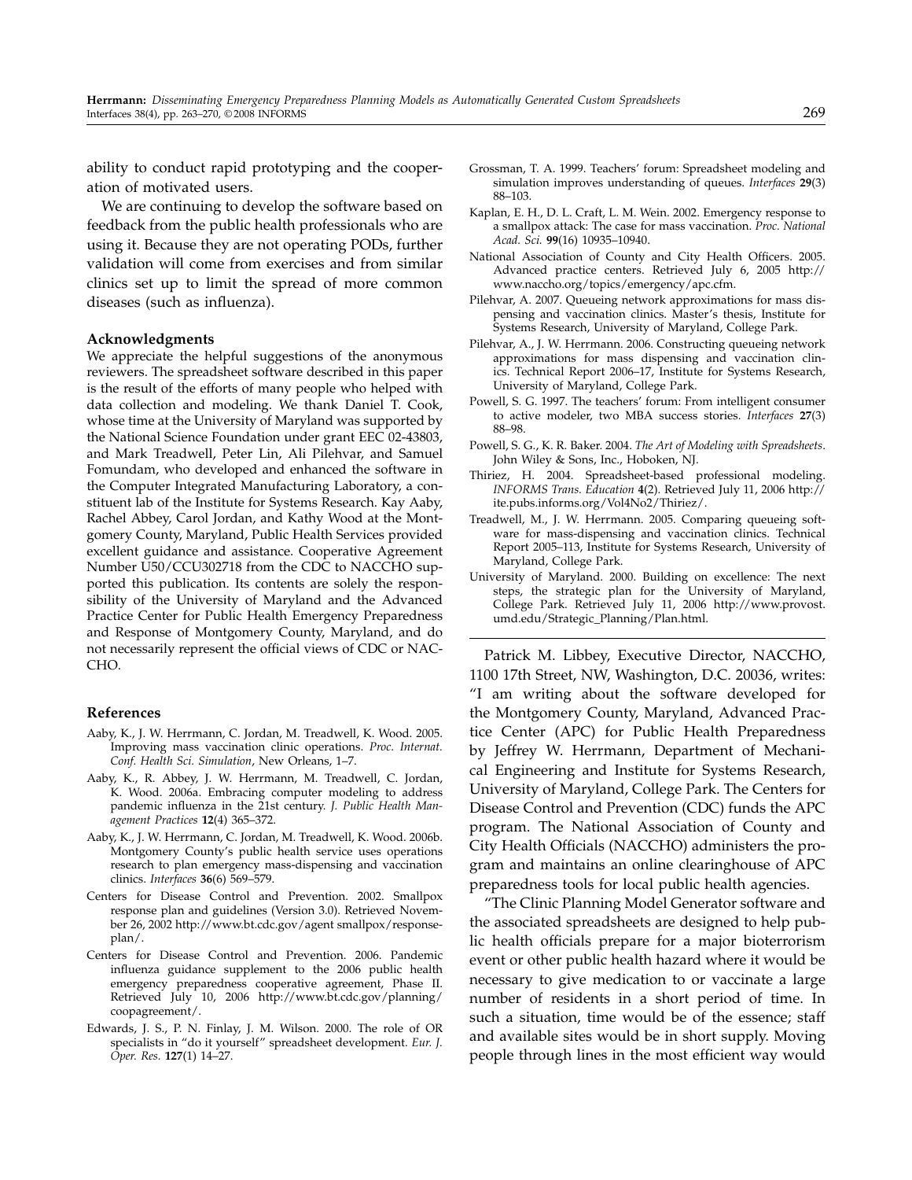ability to conduct rapid prototyping and the cooperation of motivated users.

We are continuing to develop the software based on feedback from the public health professionals who are using it. Because they are not operating PODs, further validation will come from exercises and from similar clinics set up to limit the spread of more common diseases (such as influenza).

#### Acknowledgments

We appreciate the helpful suggestions of the anonymous reviewers. The spreadsheet software described in this paper is the result of the efforts of many people who helped with data collection and modeling. We thank Daniel T. Cook, whose time at the University of Maryland was supported by the National Science Foundation under grant EEC 02-43803, and Mark Treadwell, Peter Lin, Ali Pilehvar, and Samuel Fomundam, who developed and enhanced the software in the Computer Integrated Manufacturing Laboratory, a constituent lab of the Institute for Systems Research. Kay Aaby, Rachel Abbey, Carol Jordan, and Kathy Wood at the Montgomery County, Maryland, Public Health Services provided excellent guidance and assistance. Cooperative Agreement Number U50/CCU302718 from the CDC to NACCHO supported this publication. Its contents are solely the responsibility of the University of Maryland and the Advanced Practice Center for Public Health Emergency Preparedness and Response of Montgomery County, Maryland, and do not necessarily represent the official views of CDC or NACCHO.

## References

Aaby, K., J. W. Herrmann, C. Jordan, M. Treadwell, K. Wood. 2005. Improving mass vaccination clinic operations. *Proc. Internat. Conf. Health Sci. Simulation*, New Orleans, 1–7.

Aaby, K., R. Abbey, J. W. Herrmann, M. Treadwell, C. Jordan, K. Wood. 2006a. Embracing computer modeling to address pandemic influenza in the 21st century. *J. Public Health Management Practices* **12**(4) 365–372.

Aaby, K., J. W. Herrmann, C. Jordan, M. Treadwell, K. Wood. 2006b. Montgomery County's public health service uses operations research to plan emergency mass-dispensing and vaccination clinics. *Interfaces* **36**(6) 569–579.

Centers for Disease Control and Prevention. 2002. Smallpox response plan and guidelines (Version 3.0). Retrieved November 26, 2002 http://www.bt.cdc.gov/agent smallpox/response-plan/.

Centers for Disease Control and Prevention. 2006. Pandemic influenza guidance supplement to the 2006 public health emergency preparedness cooperative agreement, Phase II. Retrieved July 10, 2006 http://www.bt.cdc.gov/planning/coopagreement/.

Edwards, J. S., P. N. Finlay, J. M. Wilson. 2000. The role of OR specialists in "do it yourself" spreadsheet development. *Eur. J. Oper. Res.* **127**(1) 14–27.

Grossman, T. A. 1999. Teachers' forum: Spreadsheet modeling and simulation improves understanding of queues. *Interfaces* **29**(3) 88–103.

Kaplan, E. H., D. L. Craft, L. M. Wein. 2002. Emergency response to a smallpox attack: The case for mass vaccination. *Proc. National Acad. Sci.* **99**(16) 10935–10940.

National Association of County and City Health Officers. 2005. Advanced practice centers. Retrieved July 6, 2005 http://www.naccho.org/topics/emergency/apc.cfm.

Pilehvar, A. 2007. Queueing network approximations for mass dispensing and vaccination clinics. Master's thesis, Institute for Systems Research, University of Maryland, College Park.

Pilehvar, A., J. W. Herrmann. 2006. Constructing queueing network approximations for mass dispensing and vaccination clinics. Technical Report 2006–17, Institute for Systems Research, University of Maryland, College Park.

Powell, S. G. 1997. The teachers' forum: From intelligent consumer to active modeler, two MBA success stories. *Interfaces* **27**(3) 88–98.

Powell, S. G., K. R. Baker. 2004. *The Art of Modeling with Spreadsheets*. John Wiley & Sons, Inc., Hoboken, NJ.

Thiriez, H. 2004. Spreadsheet-based professional modeling. *INFORMS Trans. Education* **4**(2). Retrieved July 11, 2006 http://ite.pubs.informs.org/Vol4No2/Thiriez/.

Treadwell, M., J. W. Herrmann. 2005. Comparing queueing software for mass-dispensing and vaccination clinics. Technical Report 2005–113, Institute for Systems Research, University of Maryland, College Park.

University of Maryland. 2000. Building on excellence: The next steps, the strategic plan for the University of Maryland, College Park. Retrieved July 11, 2006 http://www.provost.umd.edu/Strategic_Planning/Plan.html.

---

Patrick M. Libbey, Executive Director, NACCHO, 1100 17th Street, NW, Washington, D.C. 20036, writes: "I am writing about the software developed for the Montgomery County, Maryland, Advanced Practice Center (APC) for Public Health Preparedness by Jeffrey W. Herrmann, Department of Mechanical Engineering and Institute for Systems Research, University of Maryland, College Park. The Centers for Disease Control and Prevention (CDC) funds the APC program. The National Association of County and City Health Officials (NACCHO) administers the program and maintains an online clearinghouse of APC preparedness tools for local public health agencies.

"The Clinic Planning Model Generator software and the associated spreadsheets are designed to help public health officials prepare for a major bioterrorism event or other public health hazard where it would be necessary to give medication to or vaccinate a large number of residents in a short period of time. In such a situation, time would be of the essence; staff and available sites would be in short supply. Moving people through lines in the most efficient way would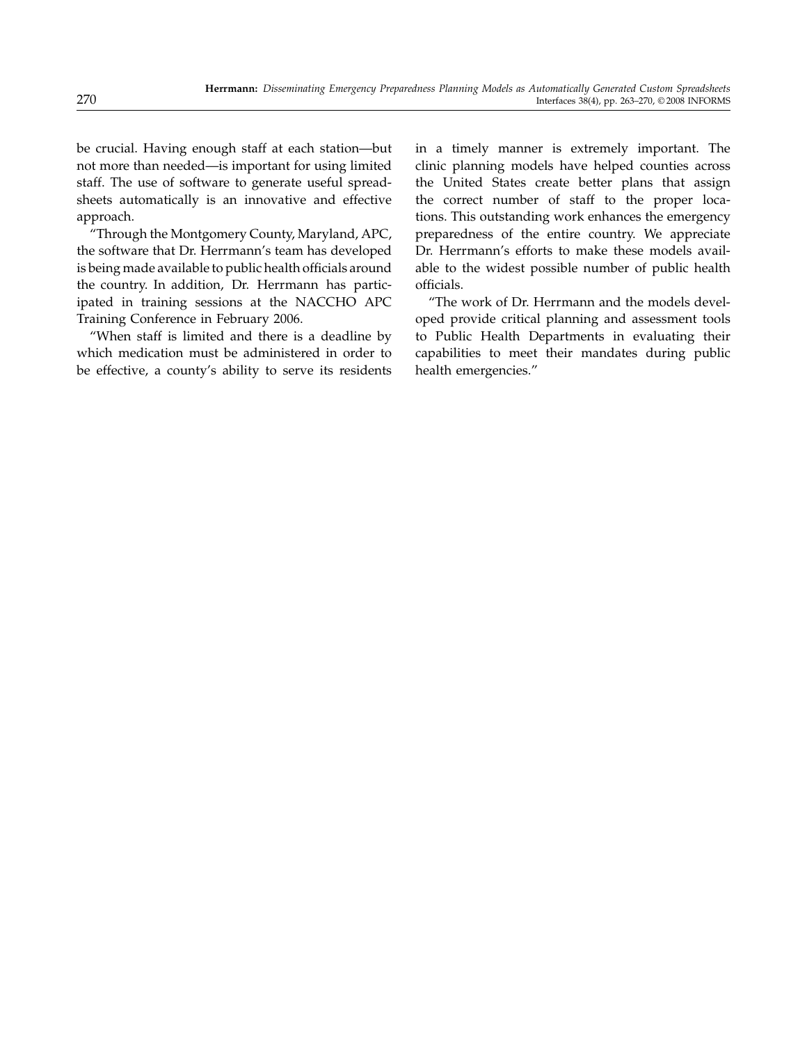be crucial. Having enough staff at each station—but not more than needed—is important for using limited staff. The use of software to generate useful spreadsheets automatically is an innovative and effective approach.

"Through the Montgomery County, Maryland, APC, the software that Dr. Herrmann's team has developed is being made available to public health officials around the country. In addition, Dr. Herrmann has participated in training sessions at the NACCHO APC Training Conference in February 2006.

"When staff is limited and there is a deadline by which medication must be administered in order to be effective, a county's ability to serve its residents in a timely manner is extremely important. The clinic planning models have helped counties across the United States create better plans that assign the correct number of staff to the proper locations. This outstanding work enhances the emergency preparedness of the entire country. We appreciate Dr. Herrmann's efforts to make these models available to the widest possible number of public health officials.

"The work of Dr. Herrmann and the models developed provide critical planning and assessment tools to Public Health Departments in evaluating their capabilities to meet their mandates during public health emergencies."